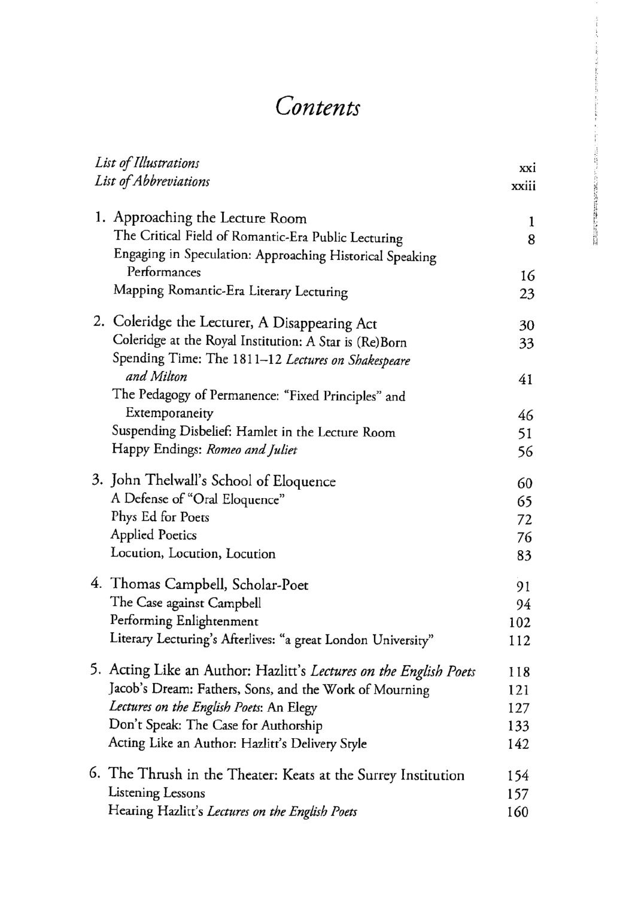# *Contents*

| | |
|---|---|
| *List of Illustrations* | xxi |
| *List of Abbreviations* | xxiii |
| **1. Approaching the Lecture Room** | **1** |
| The Critical Field of Romantic-Era Public Lecturing | 8 |
| Engaging in Speculation: Approaching Historical Speaking Performances | 16 |
| Mapping Romantic-Era Literary Lecturing | 23 |
| **2. Coleridge the Lecturer, A Disappearing Act** | **30** |
| Coleridge at the Royal Institution: A Star is (Re)Born | 33 |
| Spending Time: The 1811–12 *Lectures on Shakespeare and Milton* | 41 |
| The Pedagogy of Permanence: "Fixed Principles" and Extemporaneity | 46 |
| Suspending Disbelief: Hamlet in the Lecture Room | 51 |
| Happy Endings: *Romeo and Juliet* | 56 |
| **3. John Thelwall's School of Eloquence** | **60** |
| A Defense of "Oral Eloquence" | 65 |
| Phys Ed for Poets | 72 |
| Applied Poetics | 76 |
| Locution, Locution, Locution | 83 |
| **4. Thomas Campbell, Scholar-Poet** | **91** |
| The Case against Campbell | 94 |
| Performing Enlightenment | 102 |
| Literary Lecturing's Afterlives: "a great London University" | 112 |
| **5. Acting Like an Author: Hazlitt's *Lectures on the English Poets*** | **118** |
| Jacob's Dream: Fathers, Sons, and the Work of Mourning | 121 |
| *Lectures on the English Poets*: An Elegy | 127 |
| Don't Speak: The Case for Authorship | 133 |
| Acting Like an Author: Hazlitt's Delivery Style | 142 |
| **6. The Thrush in the Theater: Keats at the Surrey Institution** | **154** |
| Listening Lessons | 157 |
| Hearing Hazlitt's *Lectures on the English Poets* | 160 |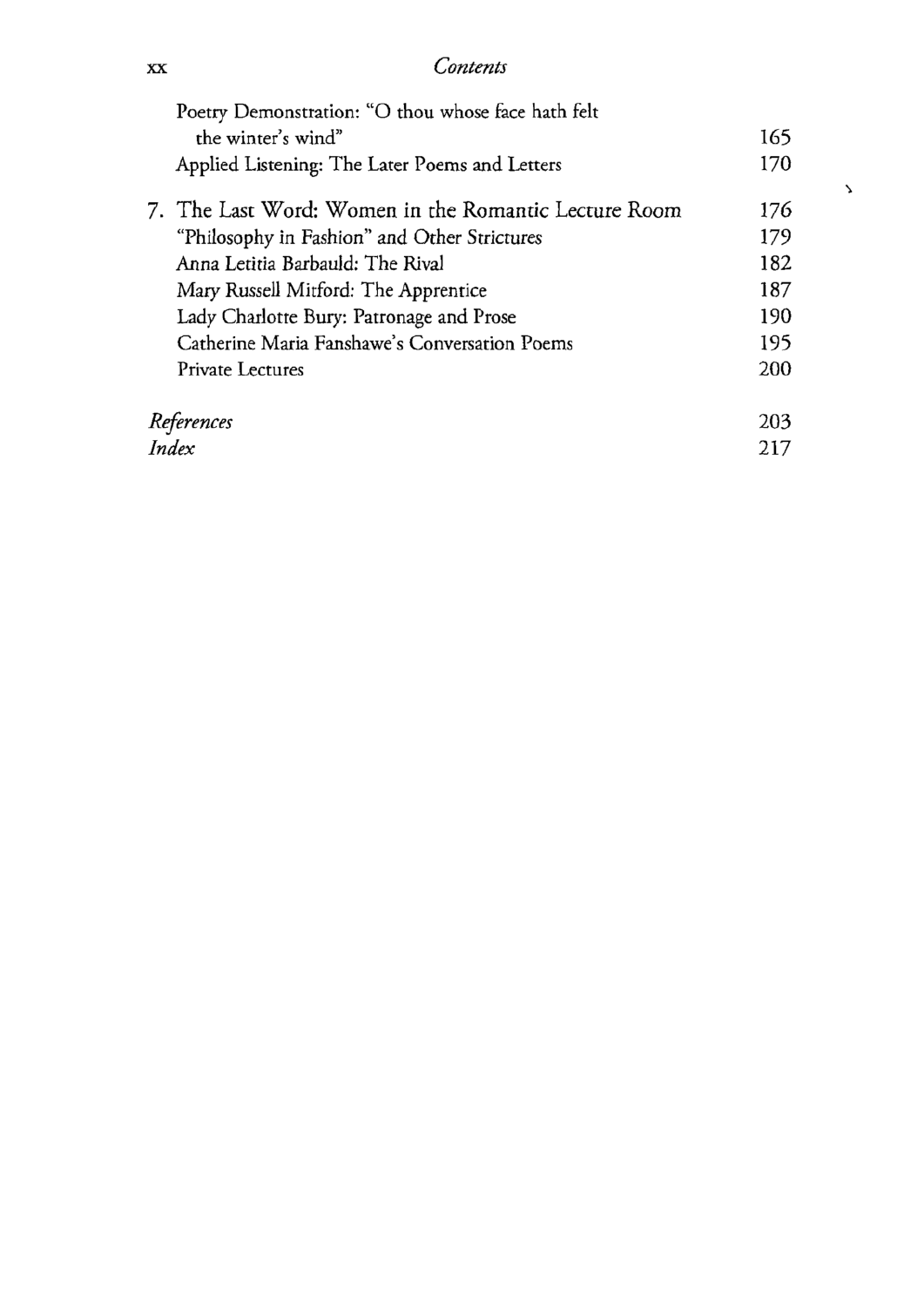Poetry Demonstration: "O thou whose face hath felt the winter's wind" 165
Applied Listening: The Later Poems and Letters 170

7. The Last Word: Women in the Romantic Lecture Room 176
"Philosophy in Fashion" and Other Strictures 179
Anna Letitia Barbauld: The Rival 182
Mary Russell Mitford: The Apprentice 187
Lady Charlotte Bury: Patronage and Prose 190
Catherine Maria Fanshawe's Conversation Poems 195
Private Lectures 200

*References* 203
*Index* 217